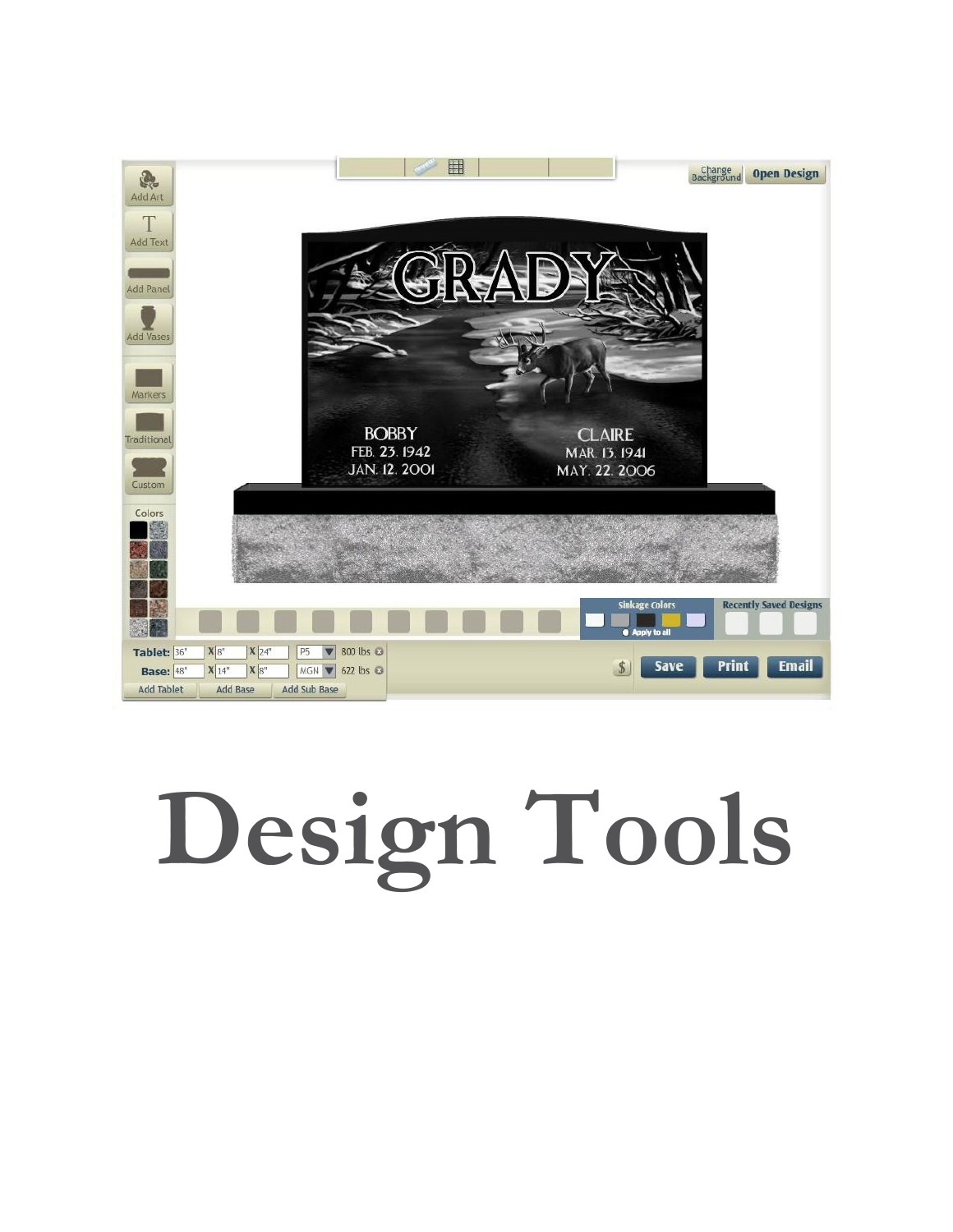# Design Tools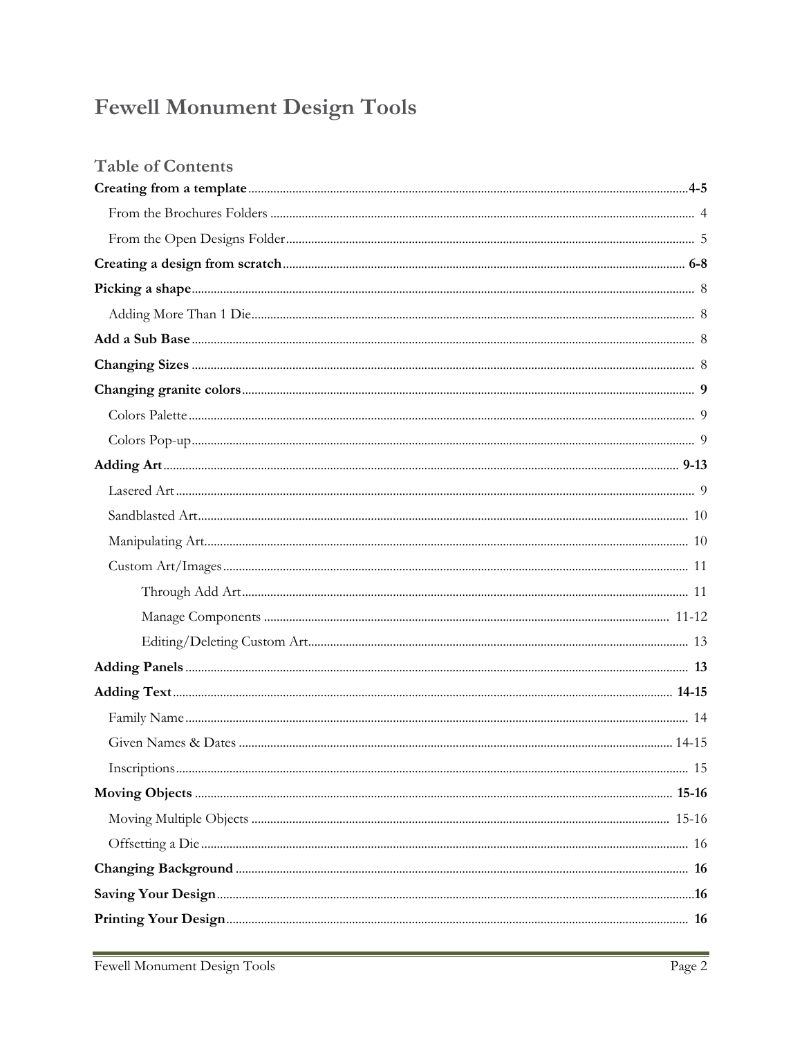# Fewell Monument Design Tools

## Table of Contents

**Creating from a template** ..... **4-5**

- From the Brochures Folders ..... 4
- From the Open Designs Folder ..... 5

**Creating a design from scratch** ..... **6-8**

**Picking a shape** ..... 8

- Adding More Than 1 Die ..... 8

**Add a Sub Base** ..... 8

**Changing Sizes** ..... 8

**Changing granite colors** ..... **9**

- Colors Palette ..... 9
- Colors Pop-up ..... 9

**Adding Art** ..... **9-13**

- Lasered Art ..... 9
- Sandblasted Art ..... 10
- Manipulating Art ..... 10
- Custom Art/Images ..... 11
  - Through Add Art ..... 11
  - Manage Components ..... 11-12
  - Editing/Deleting Custom Art ..... 13

**Adding Panels** ..... **13**

**Adding Text** ..... **14-15**

- Family Name ..... 14
- Given Names & Dates ..... 14-15
- Inscriptions ..... 15

**Moving Objects** ..... **15-16**

- Moving Multiple Objects ..... 15-16
- Offsetting a Die ..... 16

**Changing Background** ..... **16**

**Saving Your Design** ..... **16**

**Printing Your Design** ..... **16**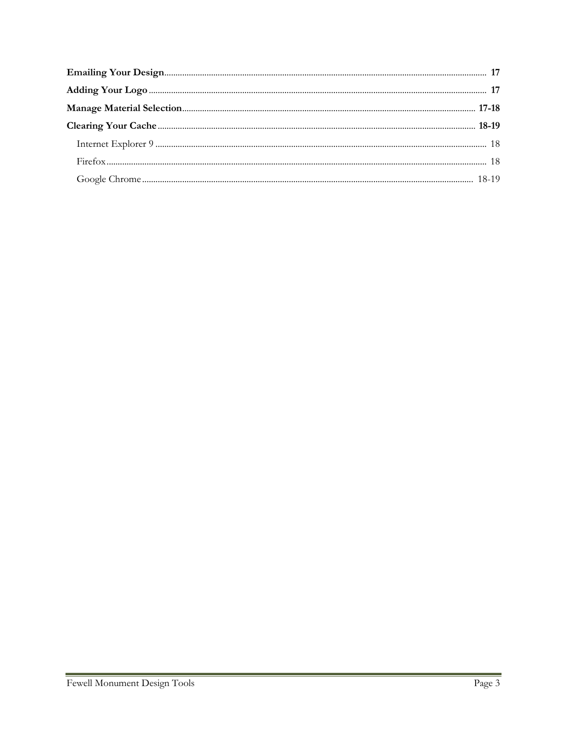**Emailing Your Design** .......... **17**

**Adding Your Logo** .......... **17**

**Manage Material Selection** .......... **17-18**

**Clearing Your Cache** .......... **18-19**

- Internet Explorer 9 .......... 18
- Firefox .......... 18
- Google Chrome .......... 18-19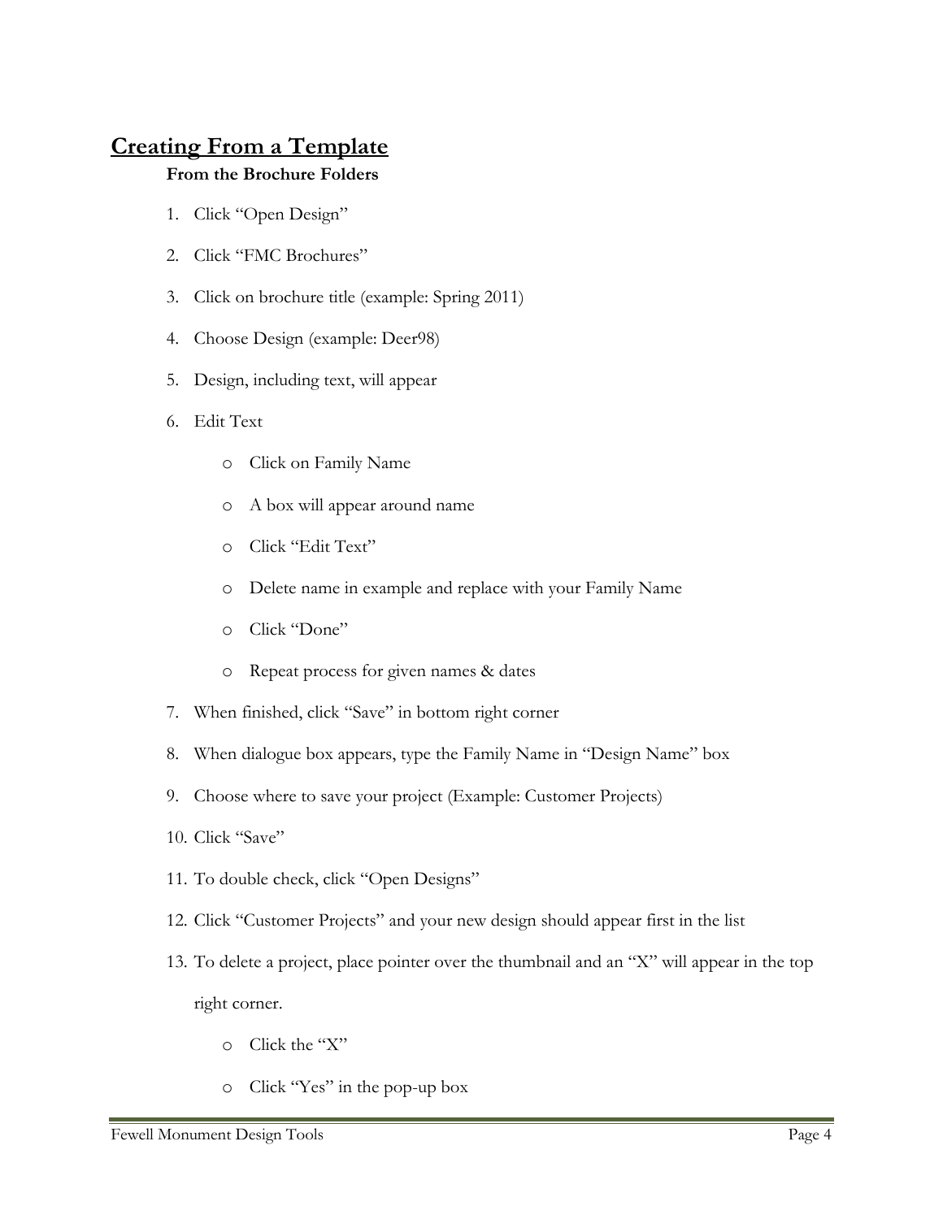## Creating From a Template

**From the Brochure Folders**

1. Click "Open Design"
2. Click "FMC Brochures"
3. Click on brochure title (example: Spring 2011)
4. Choose Design (example: Deer98)
5. Design, including text, will appear
6. Edit Text
   - Click on Family Name
   - A box will appear around name
   - Click "Edit Text"
   - Delete name in example and replace with your Family Name
   - Click "Done"
   - Repeat process for given names & dates
7. When finished, click "Save" in bottom right corner
8. When dialogue box appears, type the Family Name in "Design Name" box
9. Choose where to save your project (Example: Customer Projects)
10. Click "Save"
11. To double check, click "Open Designs"
12. Click "Customer Projects" and your new design should appear first in the list
13. To delete a project, place pointer over the thumbnail and an "X" will appear in the top right corner.
    - Click the "X"
    - Click "Yes" in the pop-up box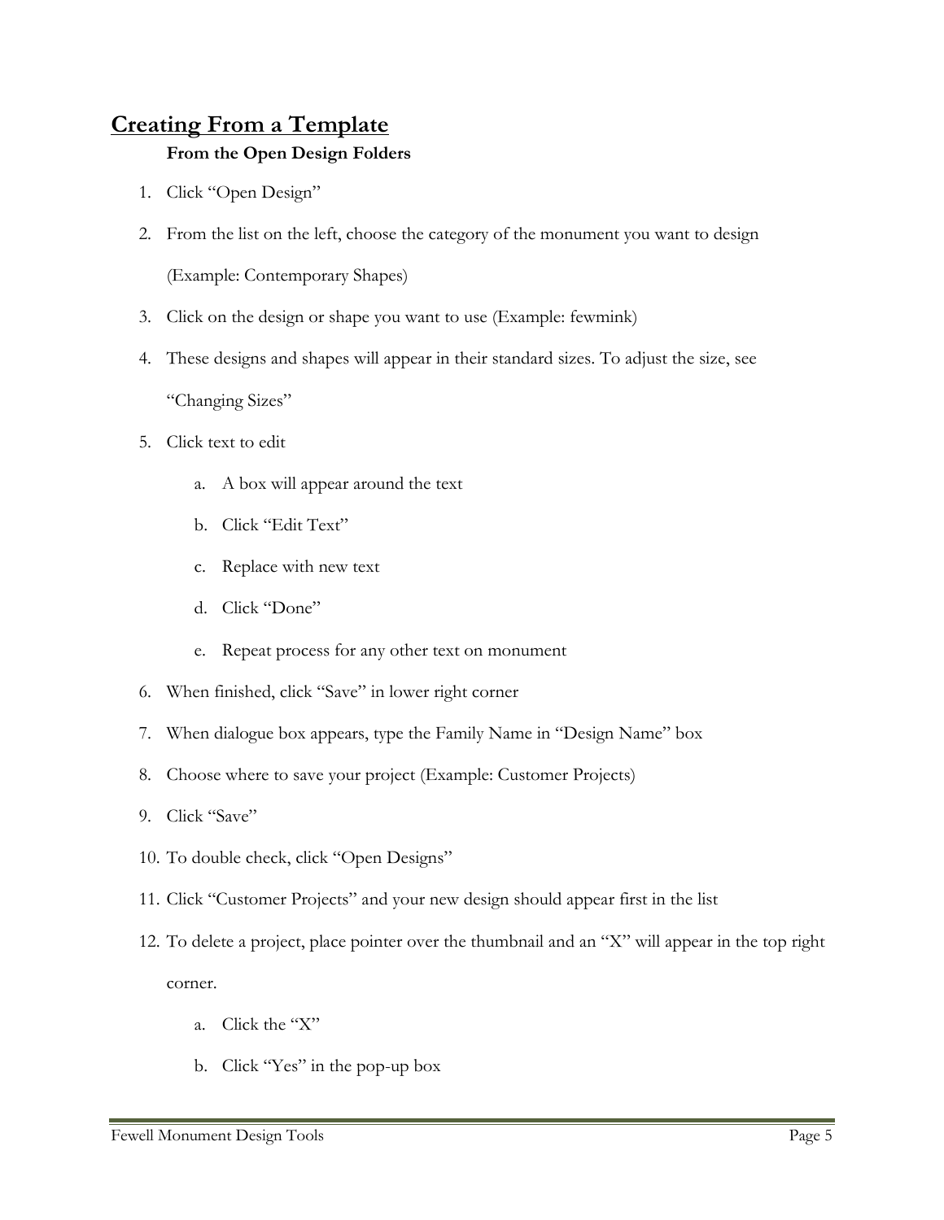## Creating From a Template

**From the Open Design Folders**

1. Click “Open Design”
2. From the list on the left, choose the category of the monument you want to design (Example: Contemporary Shapes)
3. Click on the design or shape you want to use (Example: fewmink)
4. These designs and shapes will appear in their standard sizes. To adjust the size, see “Changing Sizes”
5. Click text to edit
    a. A box will appear around the text
    b. Click “Edit Text”
    c. Replace with new text
    d. Click “Done”
    e. Repeat process for any other text on monument
6. When finished, click “Save” in lower right corner
7. When dialogue box appears, type the Family Name in “Design Name” box
8. Choose where to save your project (Example: Customer Projects)
9. Click “Save”
10. To double check, click “Open Designs”
11. Click “Customer Projects” and your new design should appear first in the list
12. To delete a project, place pointer over the thumbnail and an “X” will appear in the top right corner.
    a. Click the “X”
    b. Click “Yes” in the pop-up box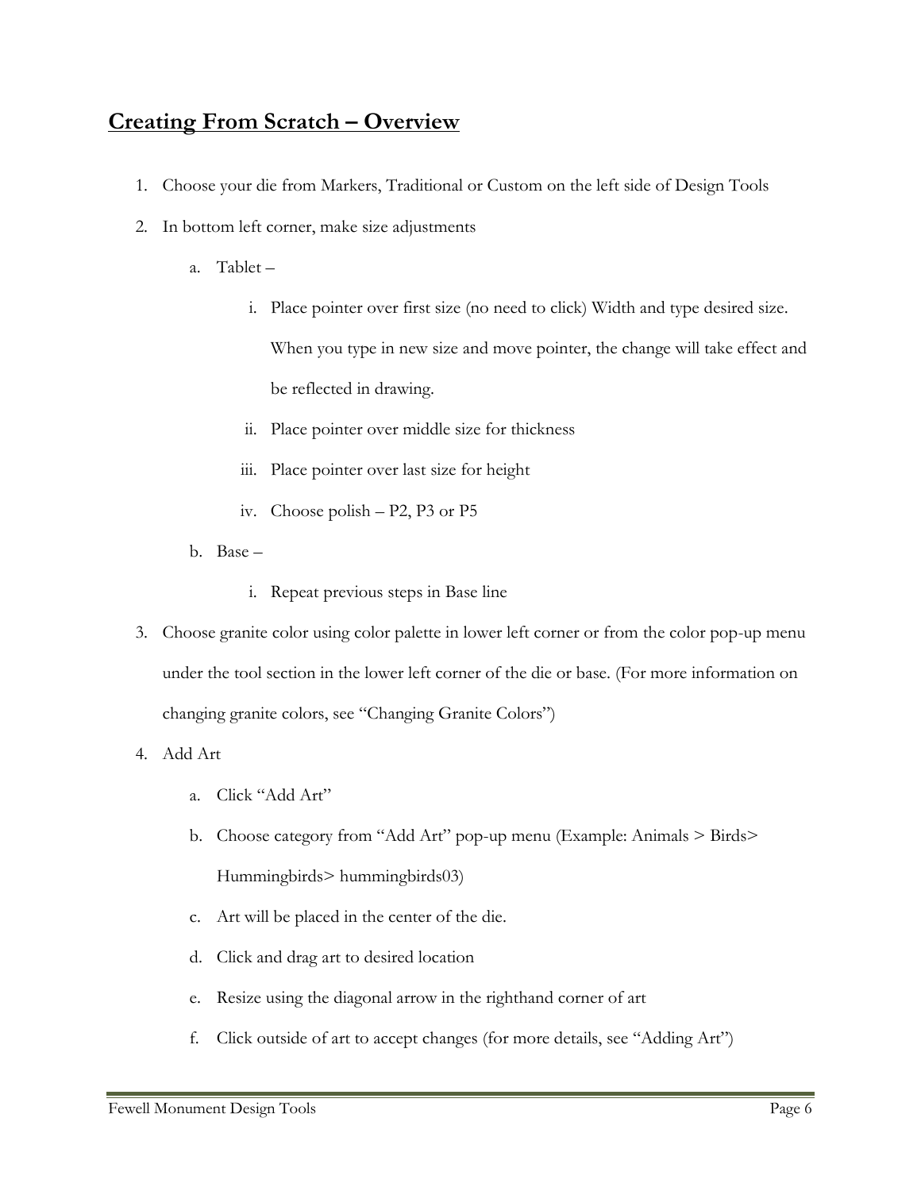## Creating From Scratch – Overview

1. Choose your die from Markers, Traditional or Custom on the left side of Design Tools
2. In bottom left corner, make size adjustments
    a. Tablet –
        i. Place pointer over first size (no need to click) Width and type desired size. When you type in new size and move pointer, the change will take effect and be reflected in drawing.
        ii. Place pointer over middle size for thickness
        iii. Place pointer over last size for height
        iv. Choose polish – P2, P3 or P5
    b. Base –
        i. Repeat previous steps in Base line
3. Choose granite color using color palette in lower left corner or from the color pop-up menu under the tool section in the lower left corner of the die or base. (For more information on changing granite colors, see "Changing Granite Colors")
4. Add Art
    a. Click "Add Art"
    b. Choose category from "Add Art" pop-up menu (Example: Animals > Birds> Hummingbirds> hummingbirds03)
    c. Art will be placed in the center of the die.
    d. Click and drag art to desired location
    e. Resize using the diagonal arrow in the righthand corner of art
    f. Click outside of art to accept changes (for more details, see "Adding Art")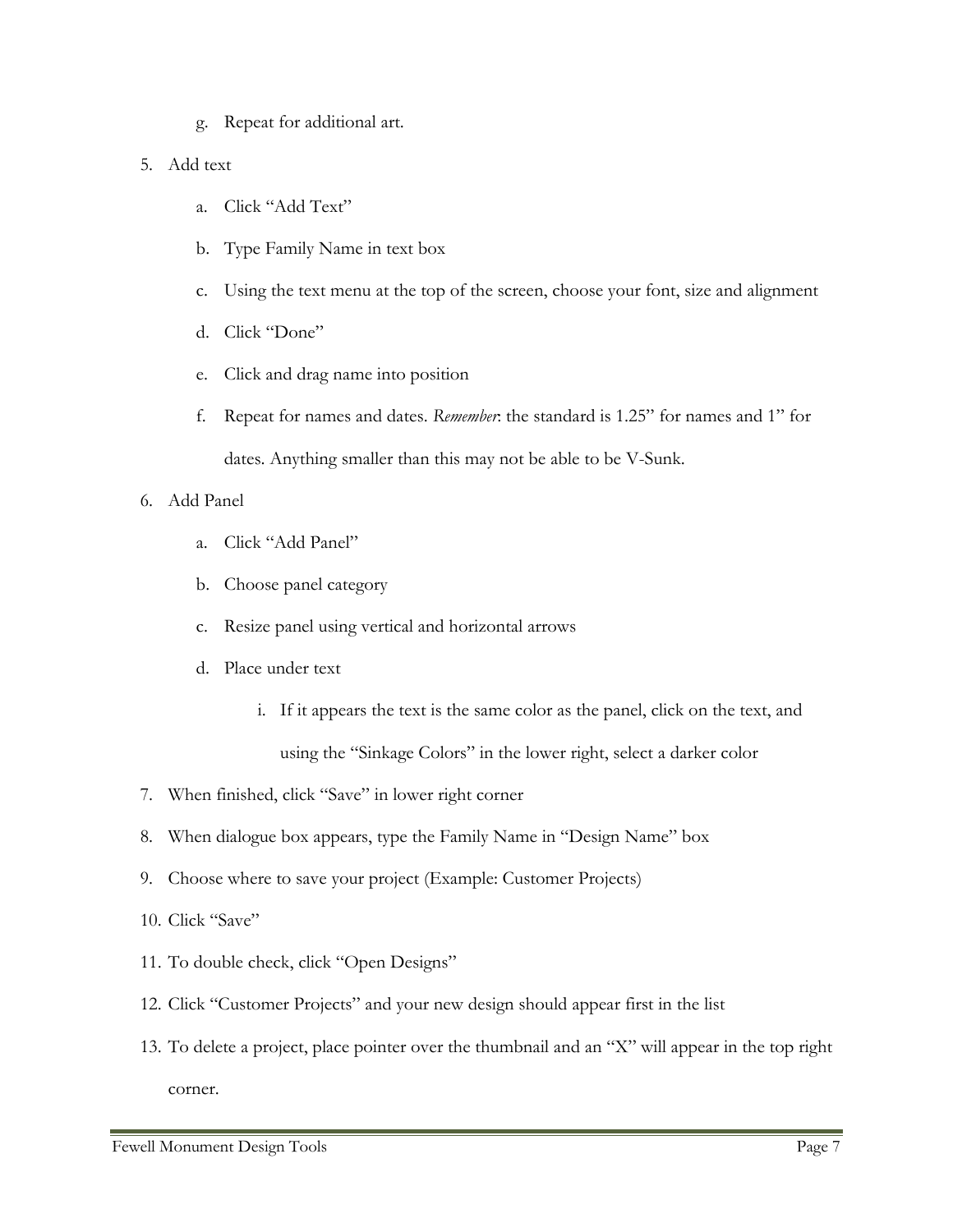g. Repeat for additional art.

5. Add text
   a. Click "Add Text"
   b. Type Family Name in text box
   c. Using the text menu at the top of the screen, choose your font, size and alignment
   d. Click "Done"
   e. Click and drag name into position
   f. Repeat for names and dates. *Remember*: the standard is 1.25" for names and 1" for dates. Anything smaller than this may not be able to be V-Sunk.
6. Add Panel
   a. Click "Add Panel"
   b. Choose panel category
   c. Resize panel using vertical and horizontal arrows
   d. Place under text
      i. If it appears the text is the same color as the panel, click on the text, and using the "Sinkage Colors" in the lower right, select a darker color
7. When finished, click "Save" in lower right corner
8. When dialogue box appears, type the Family Name in "Design Name" box
9. Choose where to save your project (Example: Customer Projects)
10. Click "Save"
11. To double check, click "Open Designs"
12. Click "Customer Projects" and your new design should appear first in the list
13. To delete a project, place pointer over the thumbnail and an "X" will appear in the top right corner.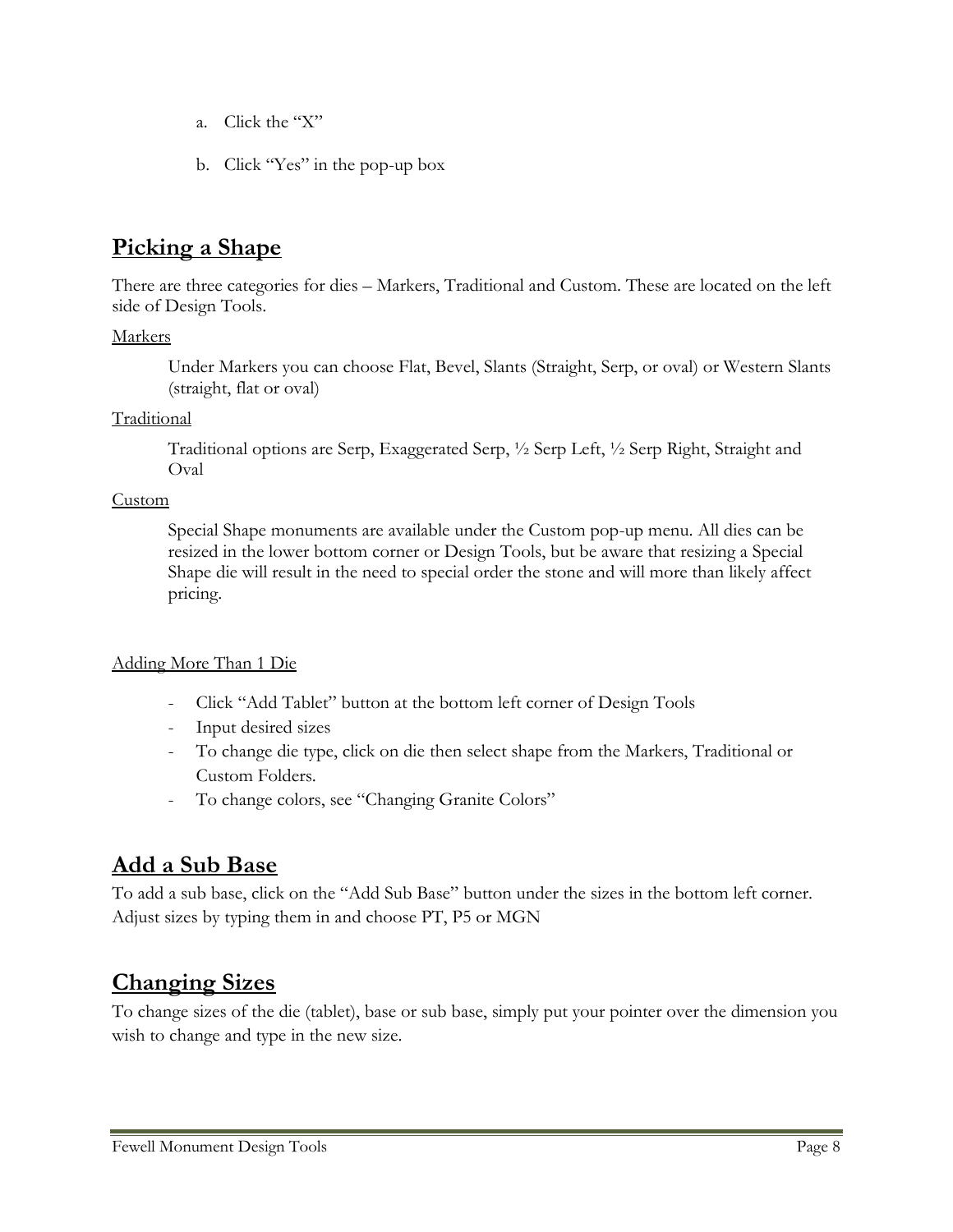a. Click the "X"

b. Click "Yes" in the pop-up box

## Picking a Shape

There are three categories for dies – Markers, Traditional and Custom. These are located on the left side of Design Tools.

Markers

> Under Markers you can choose Flat, Bevel, Slants (Straight, Serp, or oval) or Western Slants (straight, flat or oval)

Traditional

> Traditional options are Serp, Exaggerated Serp, ½ Serp Left, ½ Serp Right, Straight and Oval

Custom

> Special Shape monuments are available under the Custom pop-up menu. All dies can be resized in the lower bottom corner or Design Tools, but be aware that resizing a Special Shape die will result in the need to special order the stone and will more than likely affect pricing.

Adding More Than 1 Die

- Click "Add Tablet" button at the bottom left corner of Design Tools
- Input desired sizes
- To change die type, click on die then select shape from the Markers, Traditional or Custom Folders.
- To change colors, see "Changing Granite Colors"

## Add a Sub Base

To add a sub base, click on the "Add Sub Base" button under the sizes in the bottom left corner. Adjust sizes by typing them in and choose PT, P5 or MGN

## Changing Sizes

To change sizes of the die (tablet), base or sub base, simply put your pointer over the dimension you wish to change and type in the new size.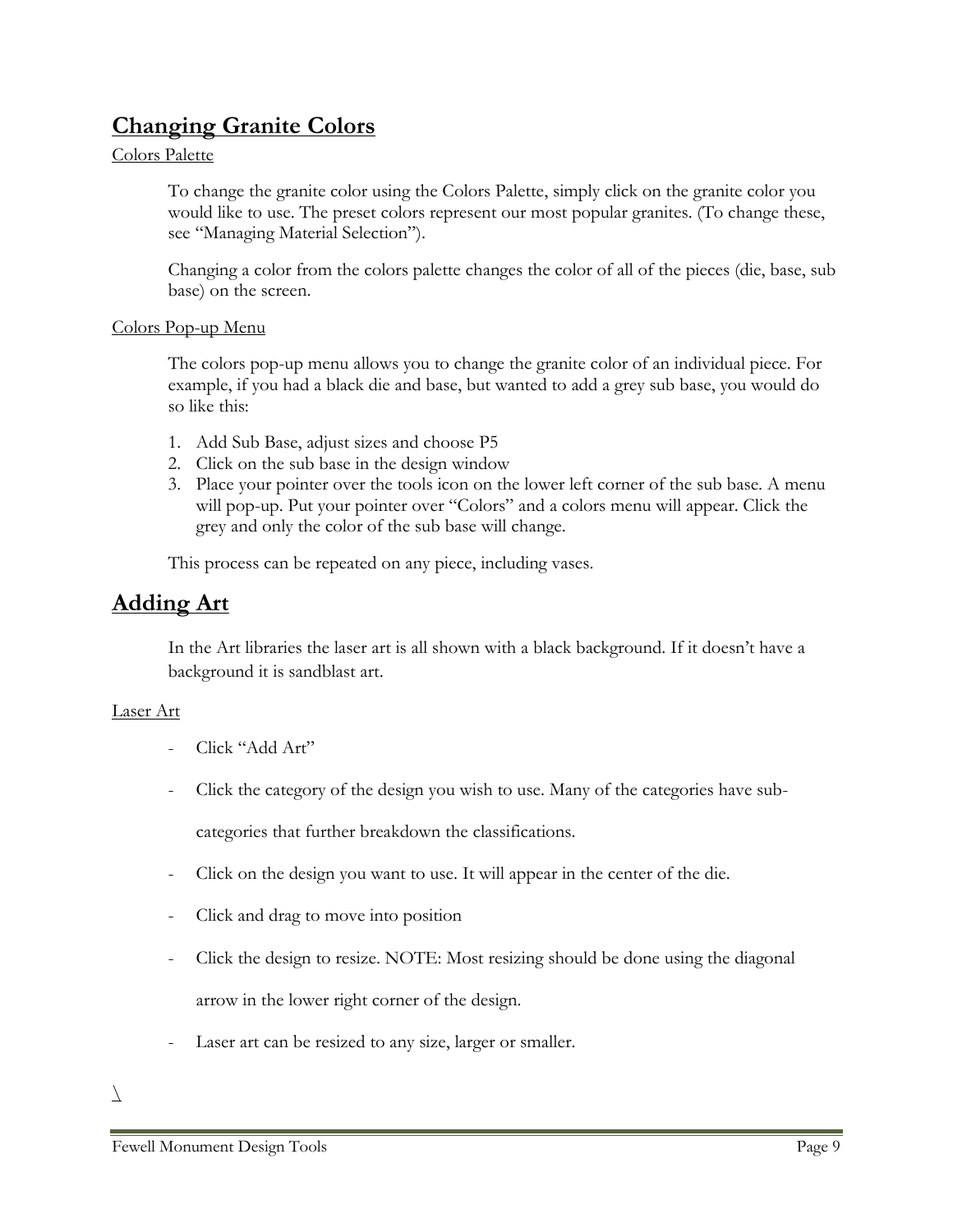## Changing Granite Colors

Colors Palette

To change the granite color using the Colors Palette, simply click on the granite color you would like to use. The preset colors represent our most popular granites. (To change these, see "Managing Material Selection").

Changing a color from the colors palette changes the color of all of the pieces (die, base, sub base) on the screen.

Colors Pop-up Menu

The colors pop-up menu allows you to change the granite color of an individual piece. For example, if you had a black die and base, but wanted to add a grey sub base, you would do so like this:

1. Add Sub Base, adjust sizes and choose P5
2. Click on the sub base in the design window
3. Place your pointer over the tools icon on the lower left corner of the sub base. A menu will pop-up. Put your pointer over "Colors" and a colors menu will appear. Click the grey and only the color of the sub base will change.

This process can be repeated on any piece, including vases.

## Adding Art

In the Art libraries the laser art is all shown with a black background. If it doesn't have a background it is sandblast art.

Laser Art

- Click "Add Art"
- Click the category of the design you wish to use. Many of the categories have sub-categories that further breakdown the classifications.
- Click on the design you want to use. It will appear in the center of the die.
- Click and drag to move into position
- Click the design to resize. NOTE: Most resizing should be done using the diagonal arrow in the lower right corner of the design.
- Laser art can be resized to any size, larger or smaller.

\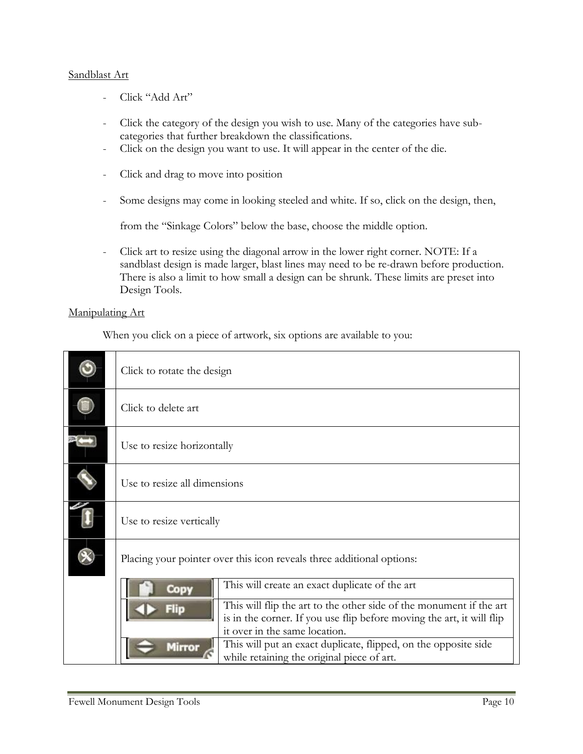Sandblast Art

- Click "Add Art"
- Click the category of the design you wish to use. Many of the categories have sub-categories that further breakdown the classifications.
- Click on the design you want to use. It will appear in the center of the die.
- Click and drag to move into position
- Some designs may come in looking steeled and white. If so, click on the design, then,

  from the "Sinkage Colors" below the base, choose the middle option.
- Click art to resize using the diagonal arrow in the lower right corner. NOTE: If a sandblast design is made larger, blast lines may need to be re-drawn before production. There is also a limit to how small a design can be shrunk. These limits are preset into Design Tools.

Manipulating Art

When you click on a piece of artwork, six options are available to you:

| | |
|---|---|
| | Click to rotate the design |
| | Click to delete art |
| | Use to resize horizontally |
| | Use to resize all dimensions |
| | Use to resize vertically |
| | Placing your pointer over this icon reveals three additional options: |

| | |
|---|---|
| Copy | This will create an exact duplicate of the art |
| Flip | This will flip the art to the other side of the monument if the art is in the corner. If you use flip before moving the art, it will flip it over in the same location. |
| Mirror | This will put an exact duplicate, flipped, on the opposite side while retaining the original piece of art. |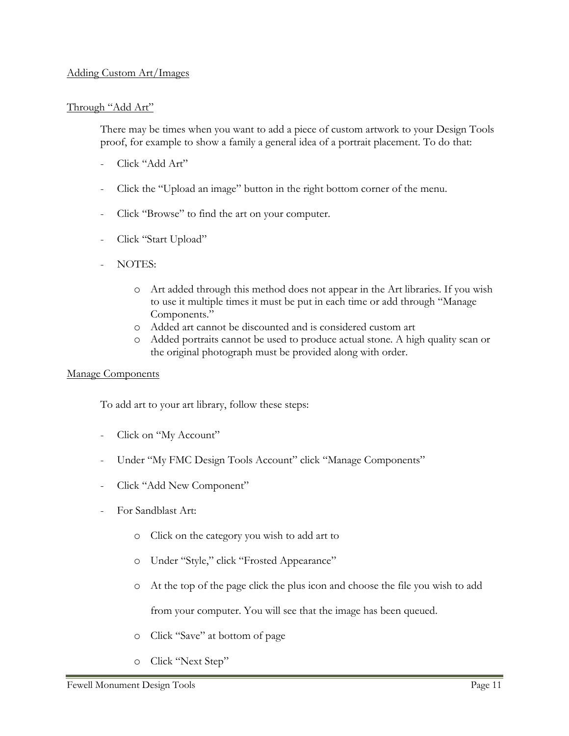## Adding Custom Art/Images

### Through "Add Art"

There may be times when you want to add a piece of custom artwork to your Design Tools proof, for example to show a family a general idea of a portrait placement. To do that:

- Click "Add Art"
- Click the "Upload an image" button in the right bottom corner of the menu.
- Click "Browse" to find the art on your computer.
- Click "Start Upload"
- NOTES:
    - Art added through this method does not appear in the Art libraries. If you wish to use it multiple times it must be put in each time or add through "Manage Components."
    - Added art cannot be discounted and is considered custom art
    - Added portraits cannot be used to produce actual stone. A high quality scan or the original photograph must be provided along with order.

### Manage Components

To add art to your art library, follow these steps:

- Click on "My Account"
- Under "My FMC Design Tools Account" click "Manage Components"
- Click "Add New Component"
- For Sandblast Art:
    - Click on the category you wish to add art to
    - Under "Style," click "Frosted Appearance"
    - At the top of the page click the plus icon and choose the file you wish to add from your computer. You will see that the image has been queued.
    - Click "Save" at bottom of page
    - Click "Next Step"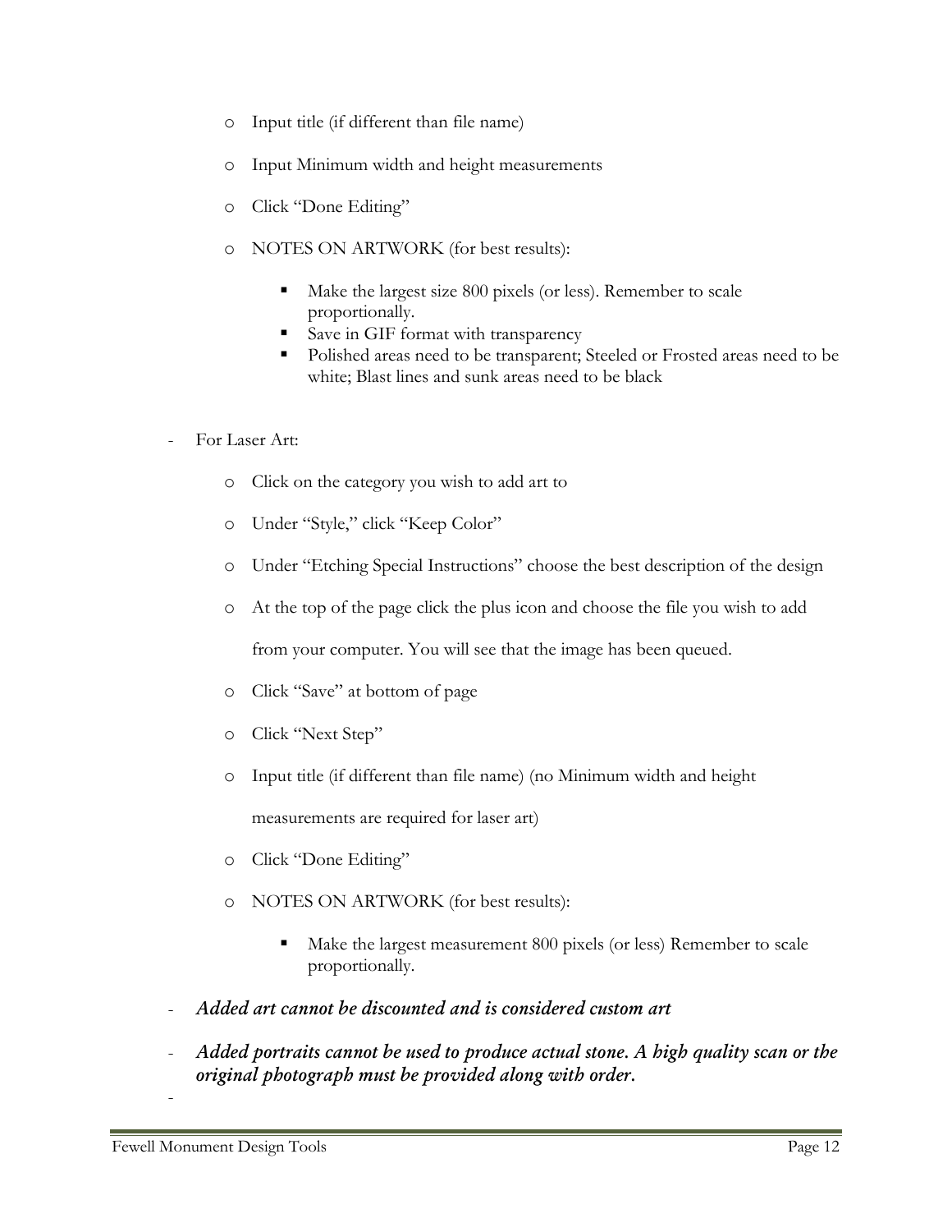- Input title (if different than file name)
  - Input Minimum width and height measurements
  - Click "Done Editing"
  - NOTES ON ARTWORK (for best results):
    - Make the largest size 800 pixels (or less). Remember to scale proportionally.
    - Save in GIF format with transparency
    - Polished areas need to be transparent; Steeled or Frosted areas need to be white; Blast lines and sunk areas need to be black

- For Laser Art:
  - Click on the category you wish to add art to
  - Under "Style," click "Keep Color"
  - Under "Etching Special Instructions" choose the best description of the design
  - At the top of the page click the plus icon and choose the file you wish to add from your computer. You will see that the image has been queued.
  - Click "Save" at bottom of page
  - Click "Next Step"
  - Input title (if different than file name) (no Minimum width and height measurements are required for laser art)
  - Click "Done Editing"
  - NOTES ON ARTWORK (for best results):
    - Make the largest measurement 800 pixels (or less) Remember to scale proportionally.
- ***Added art cannot be discounted and is considered custom art***
- ***Added portraits cannot be used to produce actual stone. A high quality scan or the original photograph must be provided along with order.***
-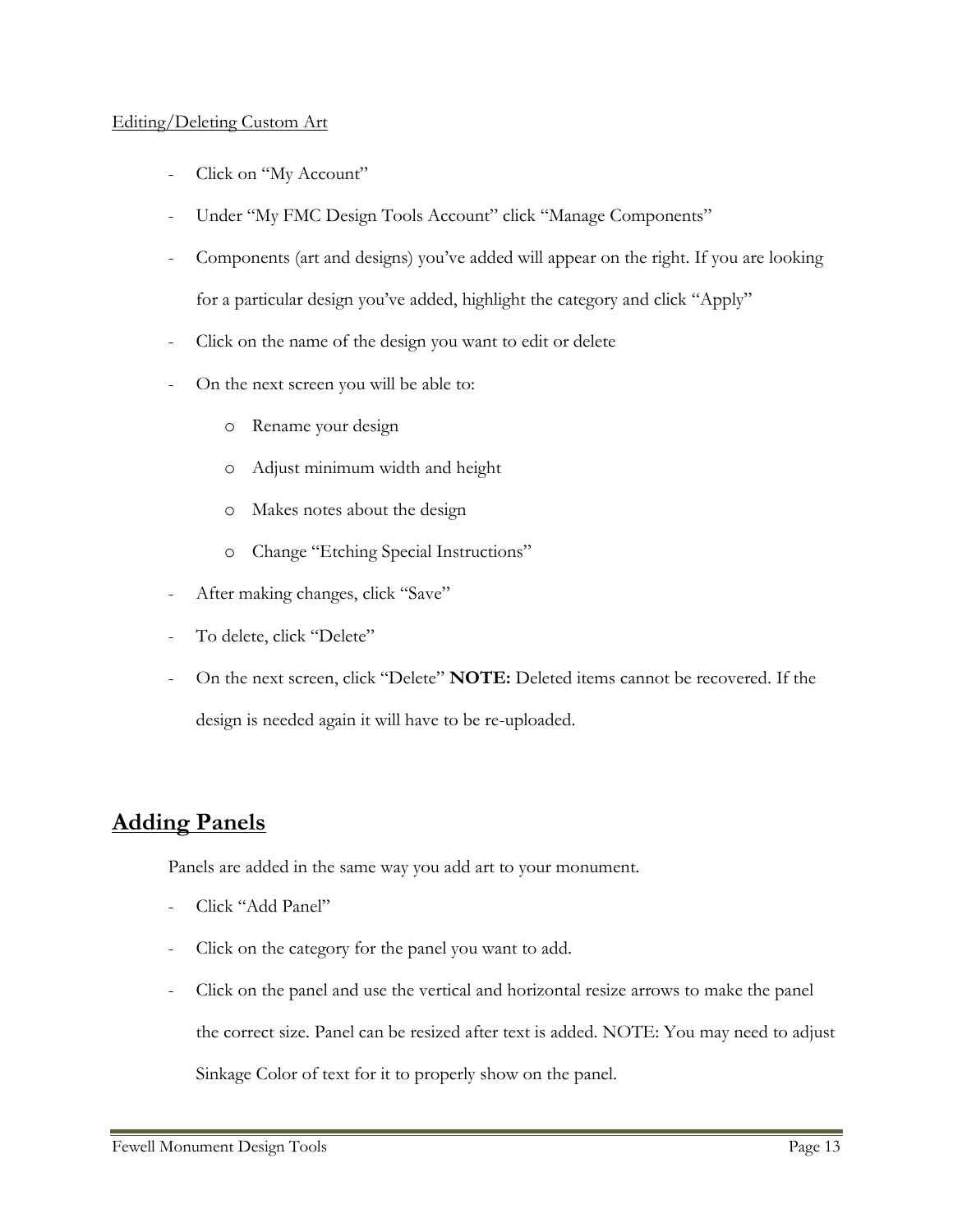Editing/Deleting Custom Art

- Click on "My Account"
- Under "My FMC Design Tools Account" click "Manage Components"
- Components (art and designs) you've added will appear on the right. If you are looking for a particular design you've added, highlight the category and click "Apply"
- Click on the name of the design you want to edit or delete
- On the next screen you will be able to:
    - Rename your design
    - Adjust minimum width and height
    - Makes notes about the design
    - Change "Etching Special Instructions"
- After making changes, click "Save"
- To delete, click "Delete"
- On the next screen, click "Delete" **NOTE:** Deleted items cannot be recovered. If the design is needed again it will have to be re-uploaded.

## Adding Panels

Panels are added in the same way you add art to your monument.

- Click "Add Panel"
- Click on the category for the panel you want to add.
- Click on the panel and use the vertical and horizontal resize arrows to make the panel the correct size. Panel can be resized after text is added. NOTE: You may need to adjust Sinkage Color of text for it to properly show on the panel.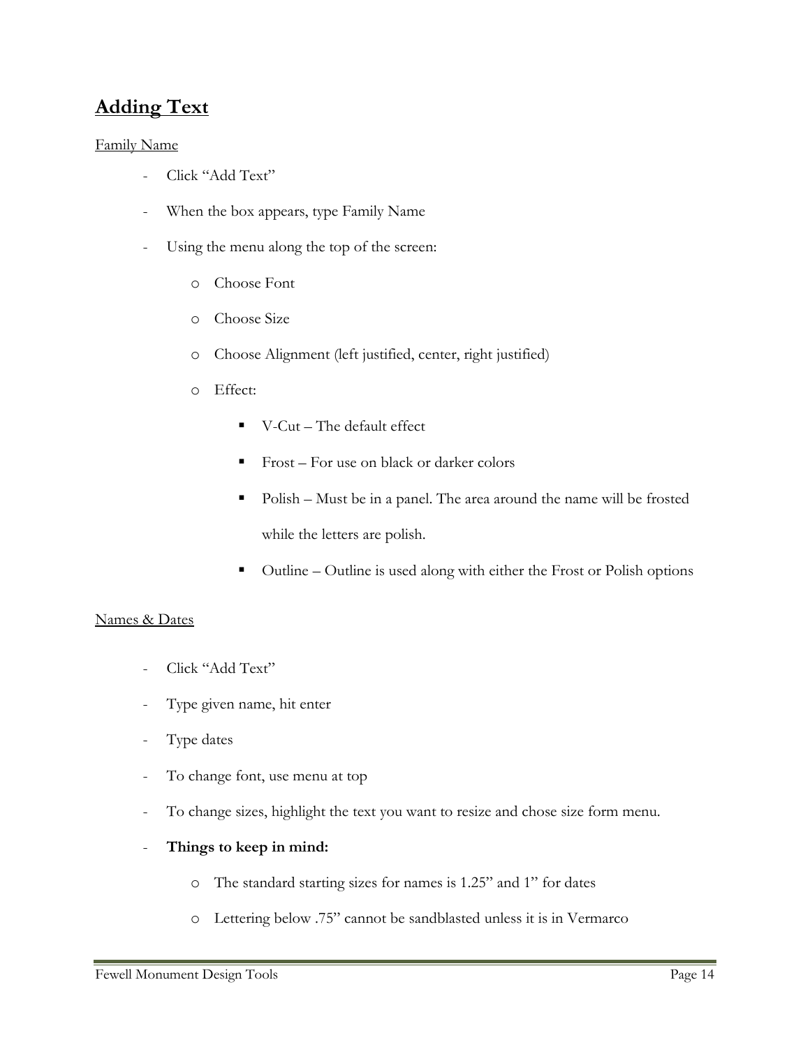## Adding Text

Family Name

- Click “Add Text”
- When the box appears, type Family Name
- Using the menu along the top of the screen:
    - Choose Font
    - Choose Size
    - Choose Alignment (left justified, center, right justified)
    - Effect:
        - V-Cut – The default effect
        - Frost – For use on black or darker colors
        - Polish – Must be in a panel. The area around the name will be frosted while the letters are polish.
        - Outline – Outline is used along with either the Frost or Polish options

Names & Dates

- Click “Add Text”
- Type given name, hit enter
- Type dates
- To change font, use menu at top
- To change sizes, highlight the text you want to resize and chose size form menu.
- **Things to keep in mind:**
    - The standard starting sizes for names is 1.25” and 1” for dates
    - Lettering below .75” cannot be sandblasted unless it is in Vermarco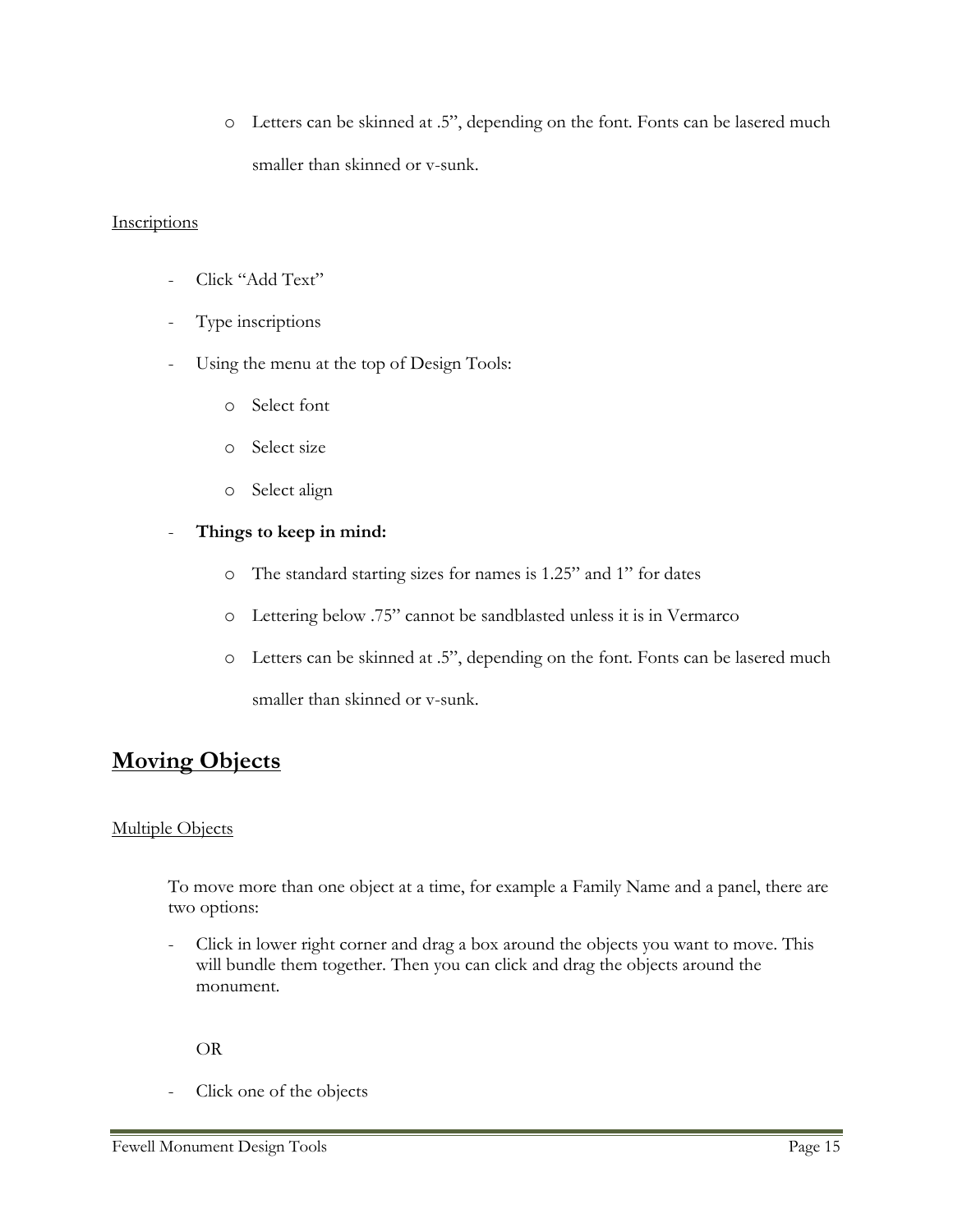- Letters can be skinned at .5", depending on the font. Fonts can be lasered much smaller than skinned or v-sunk.

<u>Inscriptions</u>

- Click "Add Text"
- Type inscriptions
- Using the menu at the top of Design Tools:
  - Select font
  - Select size
  - Select align
- **Things to keep in mind:**
  - The standard starting sizes for names is 1.25" and 1" for dates
  - Lettering below .75" cannot be sandblasted unless it is in Vermarco
  - Letters can be skinned at .5", depending on the font. Fonts can be lasered much smaller than skinned or v-sunk.

# Moving Objects

<u>Multiple Objects</u>

To move more than one object at a time, for example a Family Name and a panel, there are two options:

- Click in lower right corner and drag a box around the objects you want to move. This will bundle them together. Then you can click and drag the objects around the monument.

OR

- Click one of the objects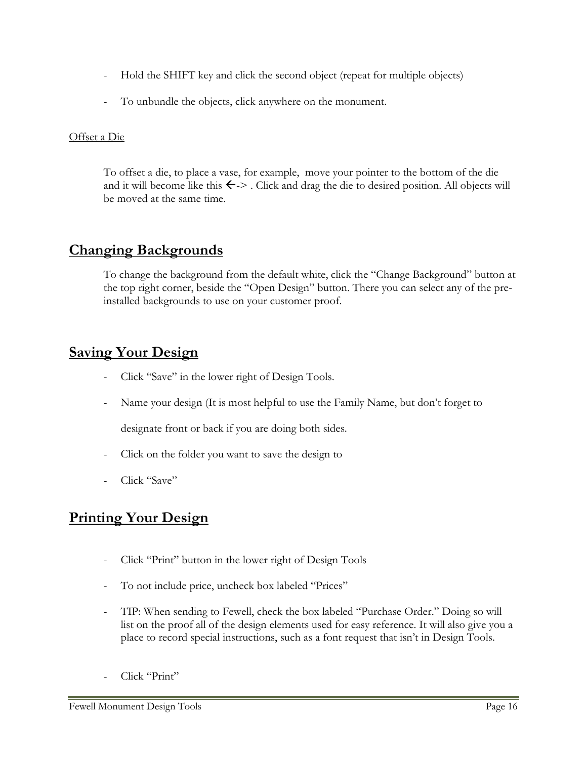- Hold the SHIFT key and click the second object (repeat for multiple objects)
- To unbundle the objects, click anywhere on the monument.

Offset a Die

To offset a die, to place a vase, for example, move your pointer to the bottom of the die and it will become like this ←-> . Click and drag the die to desired position. All objects will be moved at the same time.

## Changing Backgrounds

To change the background from the default white, click the "Change Background" button at the top right corner, beside the "Open Design" button. There you can select any of the pre-installed backgrounds to use on your customer proof.

## Saving Your Design

- Click "Save" in the lower right of Design Tools.
- Name your design (It is most helpful to use the Family Name, but don't forget to designate front or back if you are doing both sides.
- Click on the folder you want to save the design to
- Click "Save"

## Printing Your Design

- Click "Print" button in the lower right of Design Tools
- To not include price, uncheck box labeled "Prices"
- TIP: When sending to Fewell, check the box labeled "Purchase Order." Doing so will list on the proof all of the design elements used for easy reference. It will also give you a place to record special instructions, such as a font request that isn't in Design Tools.
- Click "Print"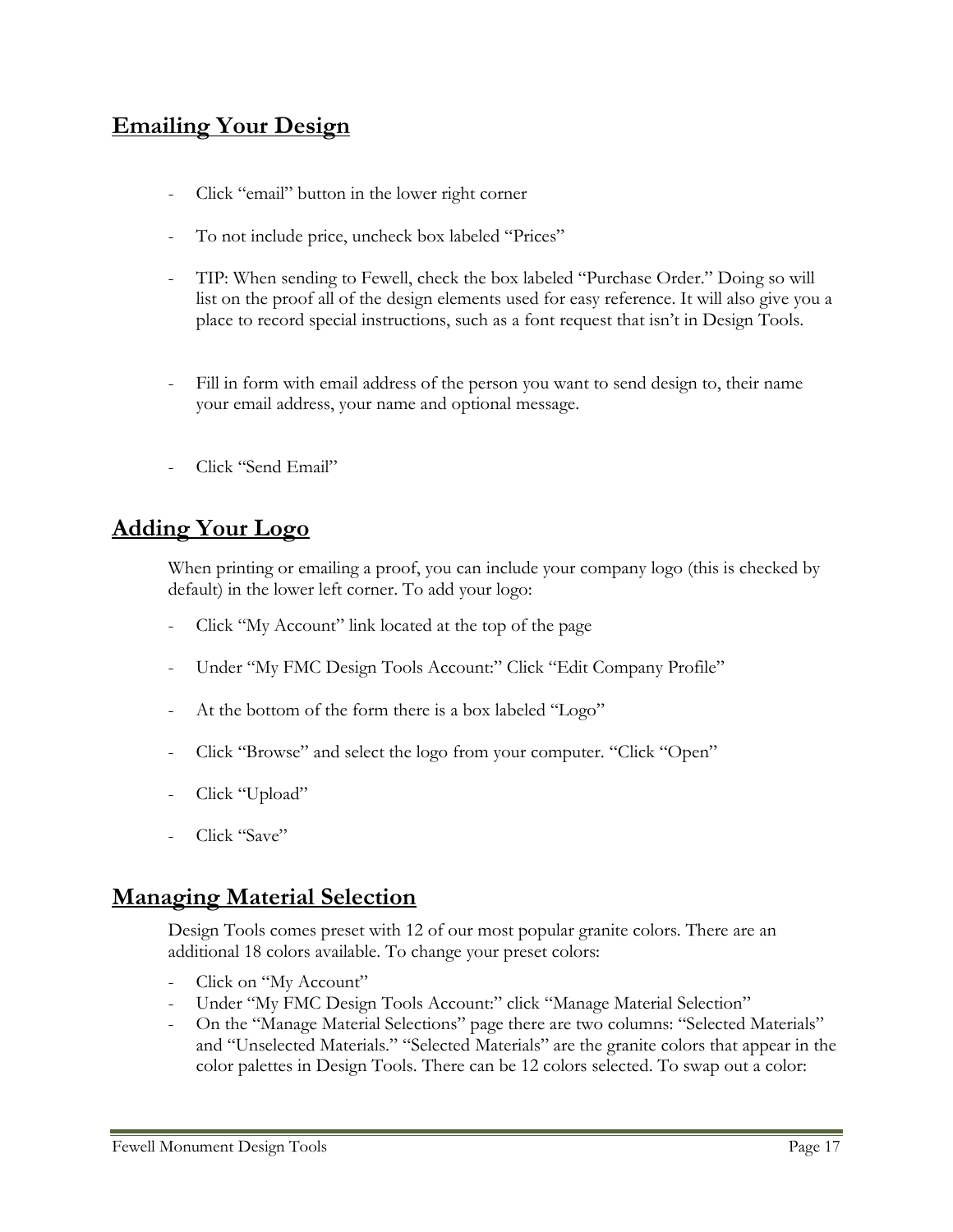## Emailing Your Design

- Click "email" button in the lower right corner
- To not include price, uncheck box labeled "Prices"
- TIP: When sending to Fewell, check the box labeled "Purchase Order." Doing so will list on the proof all of the design elements used for easy reference. It will also give you a place to record special instructions, such as a font request that isn't in Design Tools.
- Fill in form with email address of the person you want to send design to, their name your email address, your name and optional message.
- Click "Send Email"

## Adding Your Logo

When printing or emailing a proof, you can include your company logo (this is checked by default) in the lower left corner. To add your logo:

- Click "My Account" link located at the top of the page
- Under "My FMC Design Tools Account:" Click "Edit Company Profile"
- At the bottom of the form there is a box labeled "Logo"
- Click "Browse" and select the logo from your computer. "Click "Open"
- Click "Upload"
- Click "Save"

## Managing Material Selection

Design Tools comes preset with 12 of our most popular granite colors. There are an additional 18 colors available. To change your preset colors:

- Click on "My Account"
- Under "My FMC Design Tools Account:" click "Manage Material Selection"
- On the "Manage Material Selections" page there are two columns: "Selected Materials" and "Unselected Materials." "Selected Materials" are the granite colors that appear in the color palettes in Design Tools. There can be 12 colors selected. To swap out a color: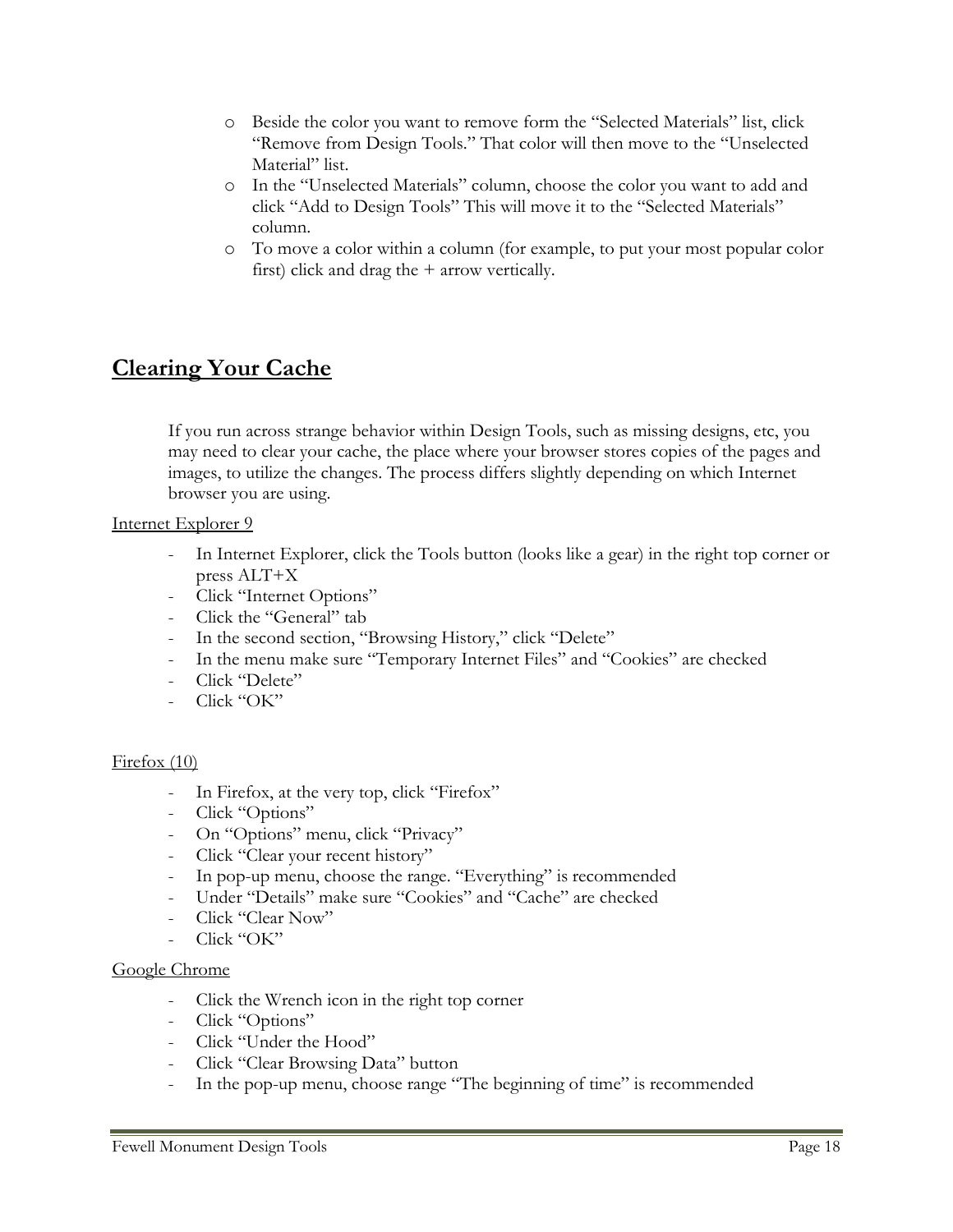- Beside the color you want to remove form the "Selected Materials" list, click "Remove from Design Tools." That color will then move to the "Unselected Material" list.
- In the "Unselected Materials" column, choose the color you want to add and click "Add to Design Tools" This will move it to the "Selected Materials" column.
- To move a color within a column (for example, to put your most popular color first) click and drag the + arrow vertically.

## Clearing Your Cache

If you run across strange behavior within Design Tools, such as missing designs, etc, you may need to clear your cache, the place where your browser stores copies of the pages and images, to utilize the changes. The process differs slightly depending on which Internet browser you are using.

Internet Explorer 9

- In Internet Explorer, click the Tools button (looks like a gear) in the right top corner or press ALT+X
- Click "Internet Options"
- Click the "General" tab
- In the second section, "Browsing History," click "Delete"
- In the menu make sure "Temporary Internet Files" and "Cookies" are checked
- Click "Delete"
- Click "OK"

Firefox (10)

- In Firefox, at the very top, click "Firefox"
- Click "Options"
- On "Options" menu, click "Privacy"
- Click "Clear your recent history"
- In pop-up menu, choose the range. "Everything" is recommended
- Under "Details" make sure "Cookies" and "Cache" are checked
- Click "Clear Now"
- Click "OK"

Google Chrome

- Click the Wrench icon in the right top corner
- Click "Options"
- Click "Under the Hood"
- Click "Clear Browsing Data" button
- In the pop-up menu, choose range "The beginning of time" is recommended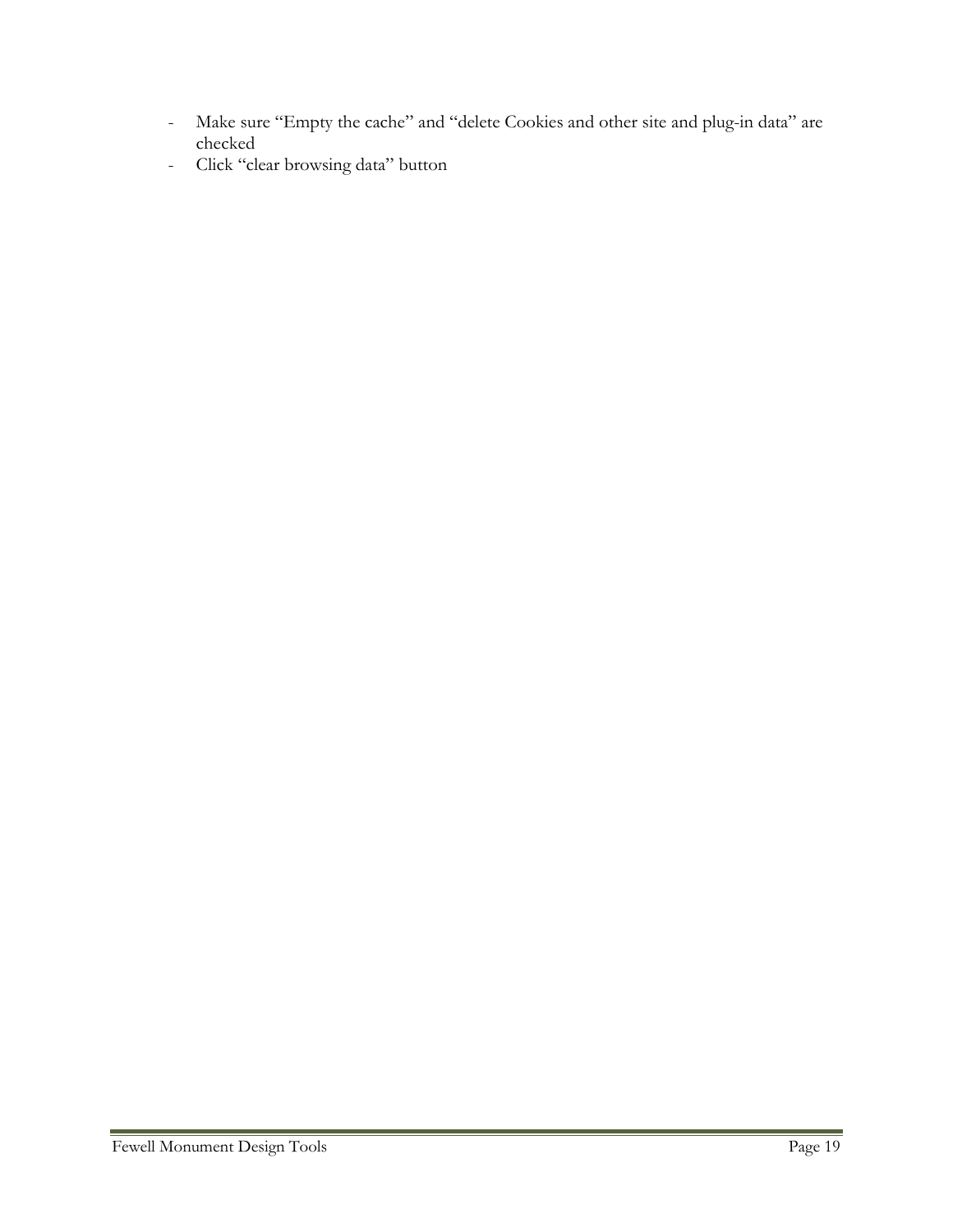- Make sure “Empty the cache” and “delete Cookies and other site and plug-in data” are checked
- Click “clear browsing data” button